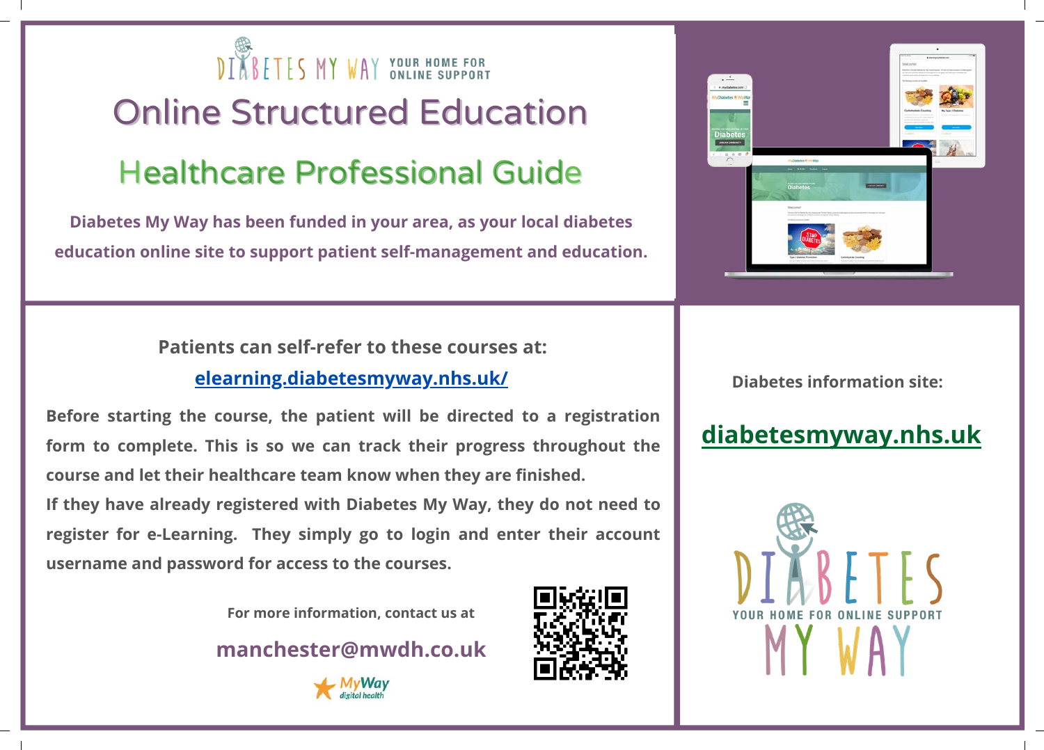DIABETES MY WAY YOUR HOME FOR ONLINE SUPPORT

# Online Structured Education

## Healthcare Professional Guide

**Diabetes My Way has been funded in your area, as your local diabetes education online site to support patient self-management and education.**

**Patients can self-refer to these courses at:**

**elearning.diabetesmyway.nhs.uk/**

**Before starting the course, the patient will be directed to a registration form to complete. This is so we can track their progress throughout the course and let their healthcare team know when they are finished.**

**If they have already registered with Diabetes My Way, they do not need to register for e-Learning. They simply go to login and enter their account username and password for access to the courses.**

**For more information, contact us at**

**manchester@mwdh.co.uk**

MyWay digital health

**Diabetes information site:**

**diabetesmyway.nhs.uk**

DIABETES YOUR HOME FOR ONLINE SUPPORT MY WAY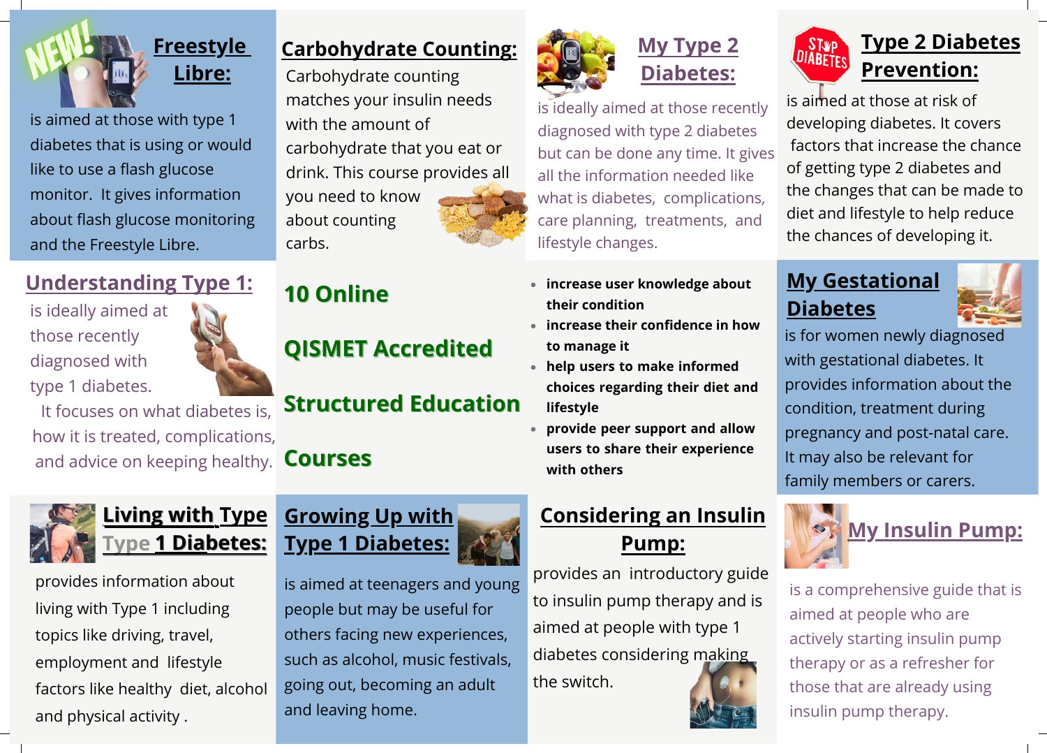## Freestyle Libre:

NEW!

is aimed at those with type 1 diabetes that is using or would like to use a flash glucose monitor. It gives information about flash glucose monitoring and the Freestyle Libre.

## Carbohydrate Counting:

Carbohydrate counting matches your insulin needs with the amount of carbohydrate that you eat or drink. This course provides all you need to know about counting carbs.

## My Type 2 Diabetes:

is ideally aimed at those recently diagnosed with type 2 diabetes but can be done any time. It gives all the information needed like what is diabetes, complications, care planning, treatments, and lifestyle changes.

## Type 2 Diabetes Prevention:

is aimed at those at risk of developing diabetes. It covers factors that increase the chance of getting type 2 diabetes and the changes that can be made to diet and lifestyle to help reduce the chances of developing it.

## Understanding Type 1:

is ideally aimed at those recently diagnosed with type 1 diabetes. It focuses on what diabetes is, how it is treated, complications, and advice on keeping healthy.

## 10 Online QISMET Accredited Structured Education Courses

- **increase user knowledge about their condition**
- **increase their confidence in how to manage it**
- **help users to make informed choices regarding their diet and lifestyle**
- **provide peer support and allow users to share their experience with others**

## My Gestational Diabetes

is for women newly diagnosed with gestational diabetes. It provides information about the condition, treatment during pregnancy and post-natal care. It may also be relevant for family members or carers.

## Living with Type 1 Diabetes:

provides information about living with Type 1 including topics like driving, travel, employment and lifestyle factors like healthy diet, alcohol and physical activity .

## Growing Up with Type 1 Diabetes:

is aimed at teenagers and young people but may be useful for others facing new experiences, such as alcohol, music festivals, going out, becoming an adult and leaving home.

## Considering an Insulin Pump:

provides an introductory guide to insulin pump therapy and is aimed at people with type 1 diabetes considering making the switch.

## My Insulin Pump:

is a comprehensive guide that is aimed at people who are actively starting insulin pump therapy or as a refresher for those that are already using insulin pump therapy.